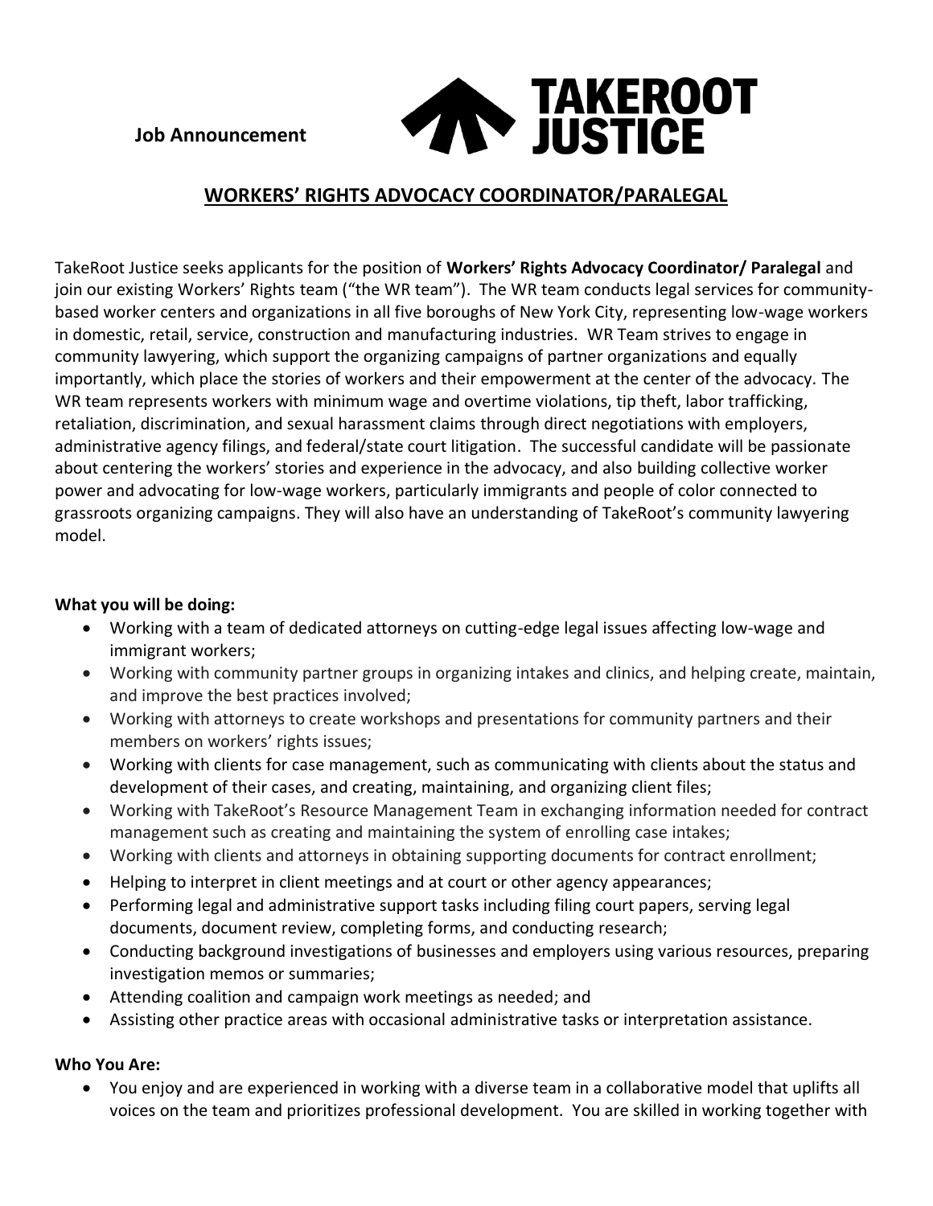**Job Announcement**

TAKEROOT JUSTICE

## WORKERS' RIGHTS ADVOCACY COORDINATOR/PARALEGAL

TakeRoot Justice seeks applicants for the position of **Workers' Rights Advocacy Coordinator/ Paralegal** and join our existing Workers' Rights team ("the WR team"). The WR team conducts legal services for community-based worker centers and organizations in all five boroughs of New York City, representing low-wage workers in domestic, retail, service, construction and manufacturing industries. WR Team strives to engage in community lawyering, which support the organizing campaigns of partner organizations and equally importantly, which place the stories of workers and their empowerment at the center of the advocacy. The WR team represents workers with minimum wage and overtime violations, tip theft, labor trafficking, retaliation, discrimination, and sexual harassment claims through direct negotiations with employers, administrative agency filings, and federal/state court litigation. The successful candidate will be passionate about centering the workers' stories and experience in the advocacy, and also building collective worker power and advocating for low-wage workers, particularly immigrants and people of color connected to grassroots organizing campaigns. They will also have an understanding of TakeRoot's community lawyering model.

**What you will be doing:**

- Working with a team of dedicated attorneys on cutting-edge legal issues affecting low-wage and immigrant workers;
- Working with community partner groups in organizing intakes and clinics, and helping create, maintain, and improve the best practices involved;
- Working with attorneys to create workshops and presentations for community partners and their members on workers' rights issues;
- Working with clients for case management, such as communicating with clients about the status and development of their cases, and creating, maintaining, and organizing client files;
- Working with TakeRoot's Resource Management Team in exchanging information needed for contract management such as creating and maintaining the system of enrolling case intakes;
- Working with clients and attorneys in obtaining supporting documents for contract enrollment;
- Helping to interpret in client meetings and at court or other agency appearances;
- Performing legal and administrative support tasks including filing court papers, serving legal documents, document review, completing forms, and conducting research;
- Conducting background investigations of businesses and employers using various resources, preparing investigation memos or summaries;
- Attending coalition and campaign work meetings as needed; and
- Assisting other practice areas with occasional administrative tasks or interpretation assistance.

**Who You Are:**

- You enjoy and are experienced in working with a diverse team in a collaborative model that uplifts all voices on the team and prioritizes professional development. You are skilled in working together with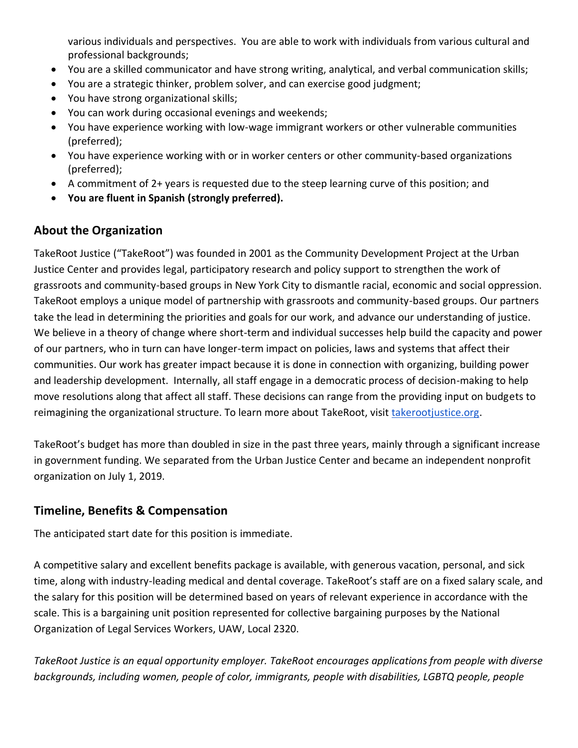various individuals and perspectives. You are able to work with individuals from various cultural and professional backgrounds;

- You are a skilled communicator and have strong writing, analytical, and verbal communication skills;
- You are a strategic thinker, problem solver, and can exercise good judgment;
- You have strong organizational skills;
- You can work during occasional evenings and weekends;
- You have experience working with low-wage immigrant workers or other vulnerable communities (preferred);
- You have experience working with or in worker centers or other community-based organizations (preferred);
- A commitment of 2+ years is requested due to the steep learning curve of this position; and
- **You are fluent in Spanish (strongly preferred).**

## About the Organization

TakeRoot Justice ("TakeRoot") was founded in 2001 as the Community Development Project at the Urban Justice Center and provides legal, participatory research and policy support to strengthen the work of grassroots and community-based groups in New York City to dismantle racial, economic and social oppression. TakeRoot employs a unique model of partnership with grassroots and community-based groups. Our partners take the lead in determining the priorities and goals for our work, and advance our understanding of justice. We believe in a theory of change where short-term and individual successes help build the capacity and power of our partners, who in turn can have longer-term impact on policies, laws and systems that affect their communities. Our work has greater impact because it is done in connection with organizing, building power and leadership development. Internally, all staff engage in a democratic process of decision-making to help move resolutions along that affect all staff. These decisions can range from the providing input on budgets to reimagining the organizational structure. To learn more about TakeRoot, visit [takerootjustice.org](takerootjustice.org).

TakeRoot's budget has more than doubled in size in the past three years, mainly through a significant increase in government funding. We separated from the Urban Justice Center and became an independent nonprofit organization on July 1, 2019.

## Timeline, Benefits & Compensation

The anticipated start date for this position is immediate.

A competitive salary and excellent benefits package is available, with generous vacation, personal, and sick time, along with industry-leading medical and dental coverage. TakeRoot's staff are on a fixed salary scale, and the salary for this position will be determined based on years of relevant experience in accordance with the scale. This is a bargaining unit position represented for collective bargaining purposes by the National Organization of Legal Services Workers, UAW, Local 2320.

*TakeRoot Justice is an equal opportunity employer. TakeRoot encourages applications from people with diverse backgrounds, including women, people of color, immigrants, people with disabilities, LGBTQ people, people*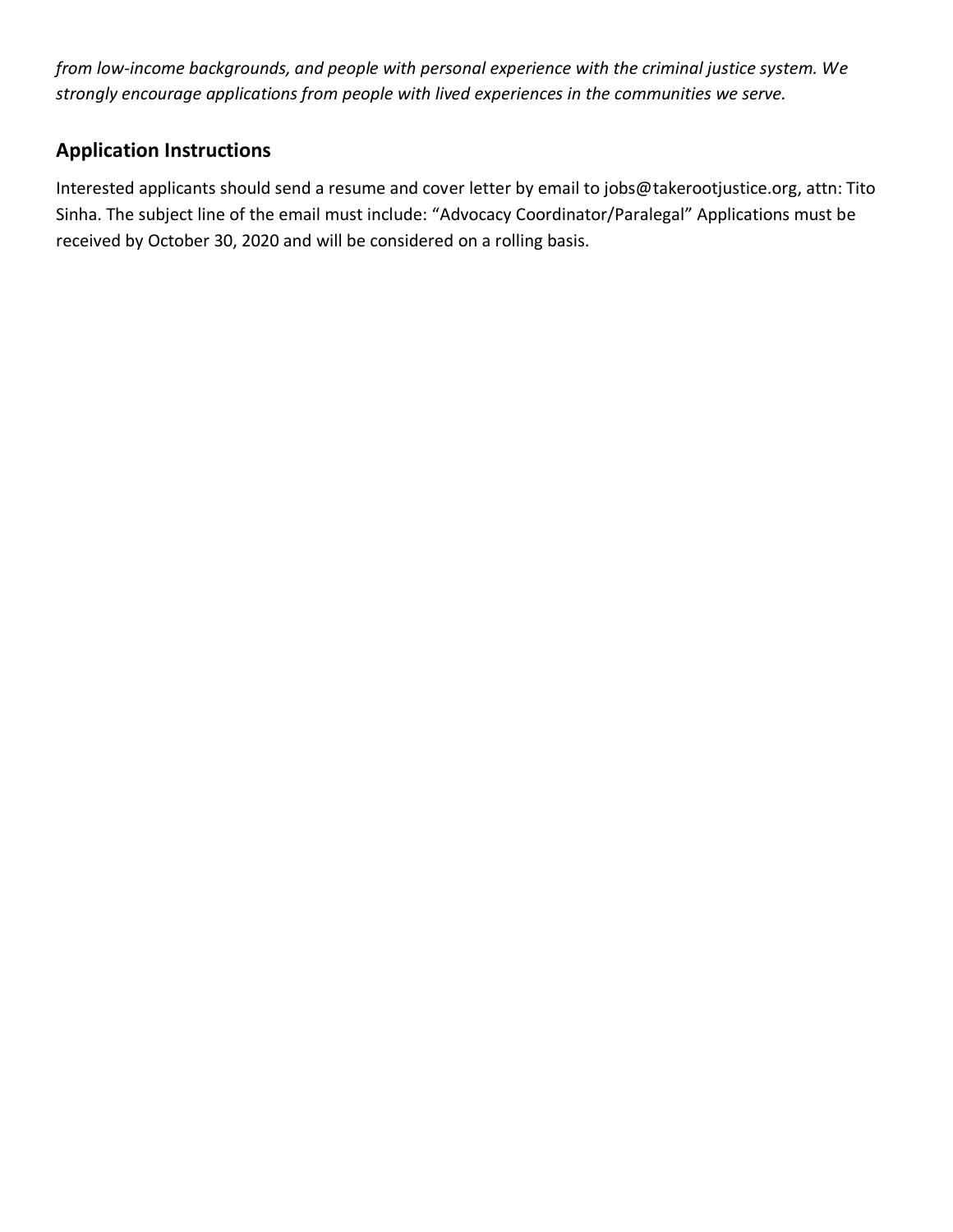*from low-income backgrounds, and people with personal experience with the criminal justice system. We strongly encourage applications from people with lived experiences in the communities we serve.*

## Application Instructions

Interested applicants should send a resume and cover letter by email to jobs@takerootjustice.org, attn: Tito Sinha. The subject line of the email must include: "Advocacy Coordinator/Paralegal" Applications must be received by October 30, 2020 and will be considered on a rolling basis.